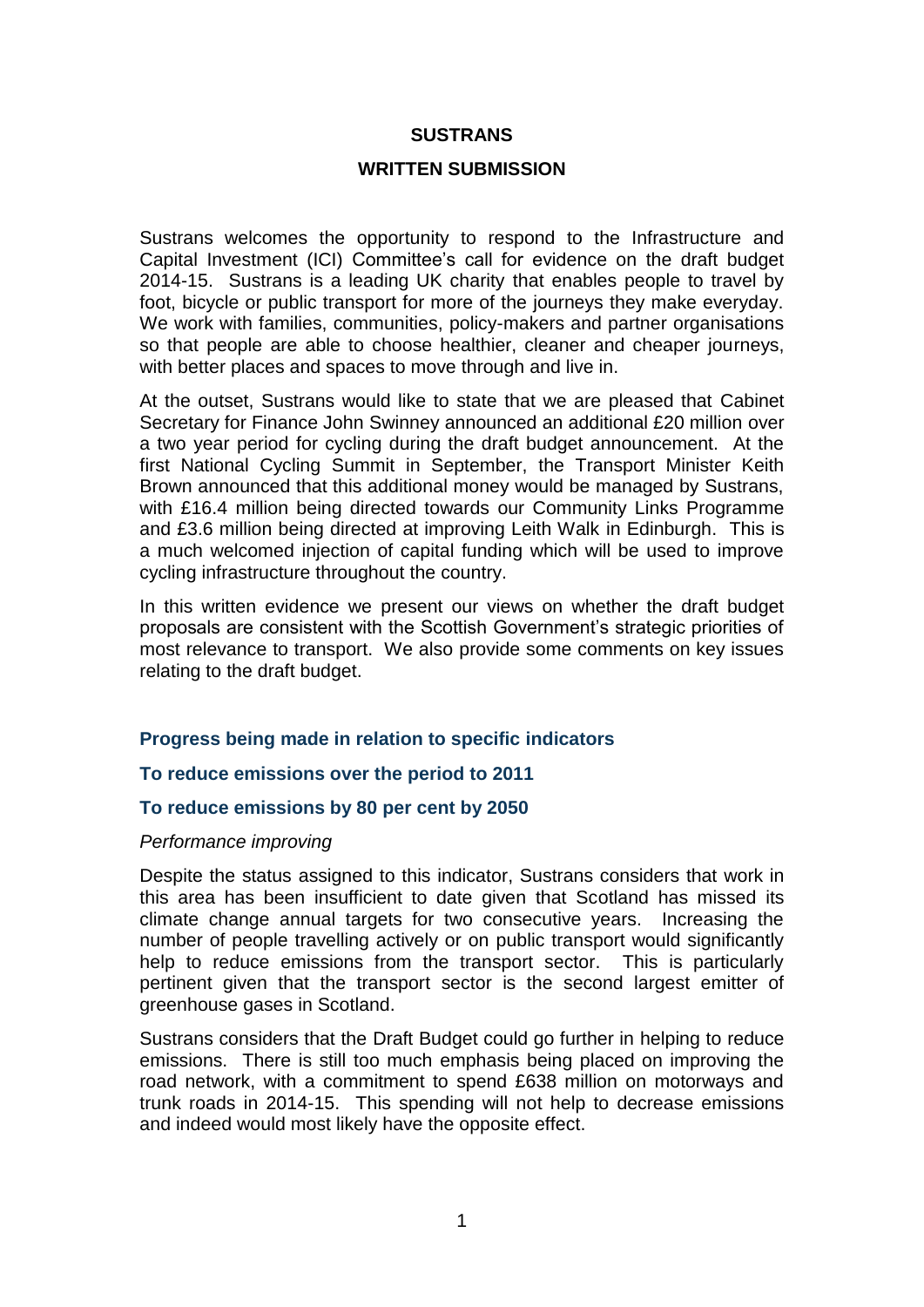# SUSTRANS

## WRITTEN SUBMISSION

Sustrans welcomes the opportunity to respond to the Infrastructure and Capital Investment (ICI) Committee's call for evidence on the draft budget 2014-15. Sustrans is a leading UK charity that enables people to travel by foot, bicycle or public transport for more of the journeys they make everyday. We work with families, communities, policy-makers and partner organisations so that people are able to choose healthier, cleaner and cheaper journeys, with better places and spaces to move through and live in.

At the outset, Sustrans would like to state that we are pleased that Cabinet Secretary for Finance John Swinney announced an additional £20 million over a two year period for cycling during the draft budget announcement. At the first National Cycling Summit in September, the Transport Minister Keith Brown announced that this additional money would be managed by Sustrans, with £16.4 million being directed towards our Community Links Programme and £3.6 million being directed at improving Leith Walk in Edinburgh. This is a much welcomed injection of capital funding which will be used to improve cycling infrastructure throughout the country.

In this written evidence we present our views on whether the draft budget proposals are consistent with the Scottish Government's strategic priorities of most relevance to transport. We also provide some comments on key issues relating to the draft budget.

### Progress being made in relation to specific indicators

### To reduce emissions over the period to 2011

### To reduce emissions by 80 per cent by 2050

*Performance improving*

Despite the status assigned to this indicator, Sustrans considers that work in this area has been insufficient to date given that Scotland has missed its climate change annual targets for two consecutive years. Increasing the number of people travelling actively or on public transport would significantly help to reduce emissions from the transport sector. This is particularly pertinent given that the transport sector is the second largest emitter of greenhouse gases in Scotland.

Sustrans considers that the Draft Budget could go further in helping to reduce emissions. There is still too much emphasis being placed on improving the road network, with a commitment to spend £638 million on motorways and trunk roads in 2014-15. This spending will not help to decrease emissions and indeed would most likely have the opposite effect.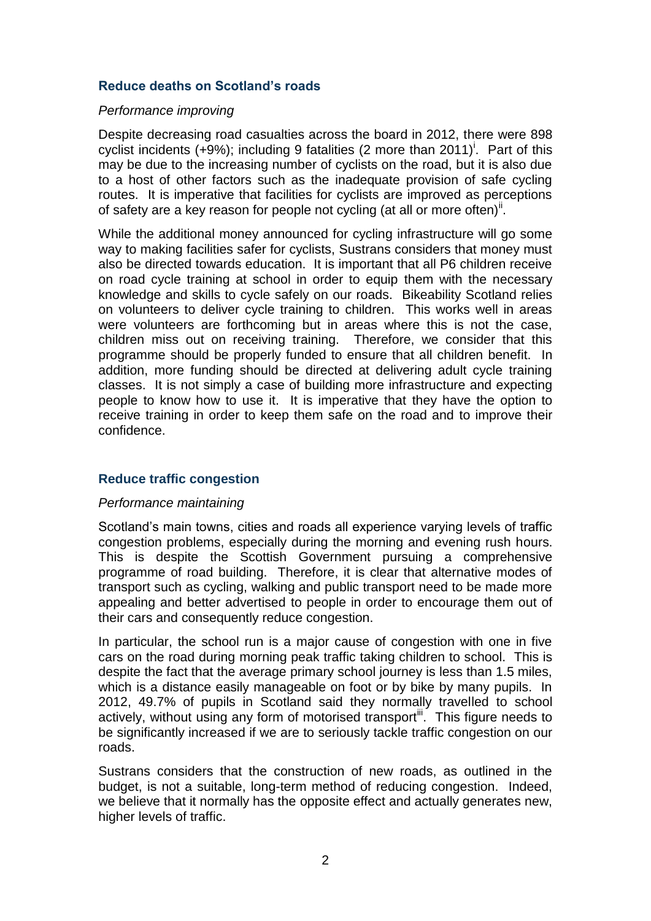### Reduce deaths on Scotland's roads

*Performance improving*

Despite decreasing road casualties across the board in 2012, there were 898 cyclist incidents (+9%); including 9 fatalities (2 more than 2011)[i]. Part of this may be due to the increasing number of cyclists on the road, but it is also due to a host of other factors such as the inadequate provision of safe cycling routes. It is imperative that facilities for cyclists are improved as perceptions of safety are a key reason for people not cycling (at all or more often)[ii].

While the additional money announced for cycling infrastructure will go some way to making facilities safer for cyclists, Sustrans considers that money must also be directed towards education. It is important that all P6 children receive on road cycle training at school in order to equip them with the necessary knowledge and skills to cycle safely on our roads. Bikeability Scotland relies on volunteers to deliver cycle training to children. This works well in areas were volunteers are forthcoming but in areas where this is not the case, children miss out on receiving training. Therefore, we consider that this programme should be properly funded to ensure that all children benefit. In addition, more funding should be directed at delivering adult cycle training classes. It is not simply a case of building more infrastructure and expecting people to know how to use it. It is imperative that they have the option to receive training in order to keep them safe on the road and to improve their confidence.

### Reduce traffic congestion

*Performance maintaining*

Scotland's main towns, cities and roads all experience varying levels of traffic congestion problems, especially during the morning and evening rush hours. This is despite the Scottish Government pursuing a comprehensive programme of road building. Therefore, it is clear that alternative modes of transport such as cycling, walking and public transport need to be made more appealing and better advertised to people in order to encourage them out of their cars and consequently reduce congestion.

In particular, the school run is a major cause of congestion with one in five cars on the road during morning peak traffic taking children to school. This is despite the fact that the average primary school journey is less than 1.5 miles, which is a distance easily manageable on foot or by bike by many pupils. In 2012, 49.7% of pupils in Scotland said they normally travelled to school actively, without using any form of motorised transport[iii]. This figure needs to be significantly increased if we are to seriously tackle traffic congestion on our roads.

Sustrans considers that the construction of new roads, as outlined in the budget, is not a suitable, long-term method of reducing congestion. Indeed, we believe that it normally has the opposite effect and actually generates new, higher levels of traffic.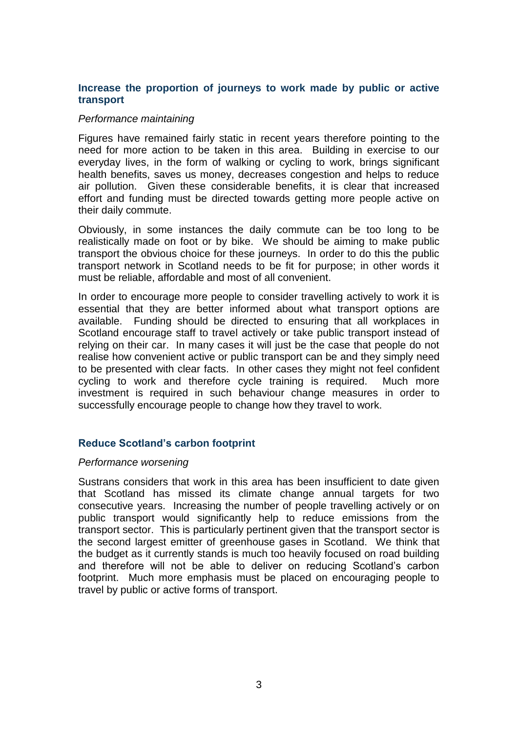### Increase the proportion of journeys to work made by public or active transport

*Performance maintaining*

Figures have remained fairly static in recent years therefore pointing to the need for more action to be taken in this area. Building in exercise to our everyday lives, in the form of walking or cycling to work, brings significant health benefits, saves us money, decreases congestion and helps to reduce air pollution. Given these considerable benefits, it is clear that increased effort and funding must be directed towards getting more people active on their daily commute.

Obviously, in some instances the daily commute can be too long to be realistically made on foot or by bike. We should be aiming to make public transport the obvious choice for these journeys. In order to do this the public transport network in Scotland needs to be fit for purpose; in other words it must be reliable, affordable and most of all convenient.

In order to encourage more people to consider travelling actively to work it is essential that they are better informed about what transport options are available. Funding should be directed to ensuring that all workplaces in Scotland encourage staff to travel actively or take public transport instead of relying on their car. In many cases it will just be the case that people do not realise how convenient active or public transport can be and they simply need to be presented with clear facts. In other cases they might not feel confident cycling to work and therefore cycle training is required. Much more investment is required in such behaviour change measures in order to successfully encourage people to change how they travel to work.

### Reduce Scotland's carbon footprint

*Performance worsening*

Sustrans considers that work in this area has been insufficient to date given that Scotland has missed its climate change annual targets for two consecutive years. Increasing the number of people travelling actively or on public transport would significantly help to reduce emissions from the transport sector. This is particularly pertinent given that the transport sector is the second largest emitter of greenhouse gases in Scotland. We think that the budget as it currently stands is much too heavily focused on road building and therefore will not be able to deliver on reducing Scotland's carbon footprint. Much more emphasis must be placed on encouraging people to travel by public or active forms of transport.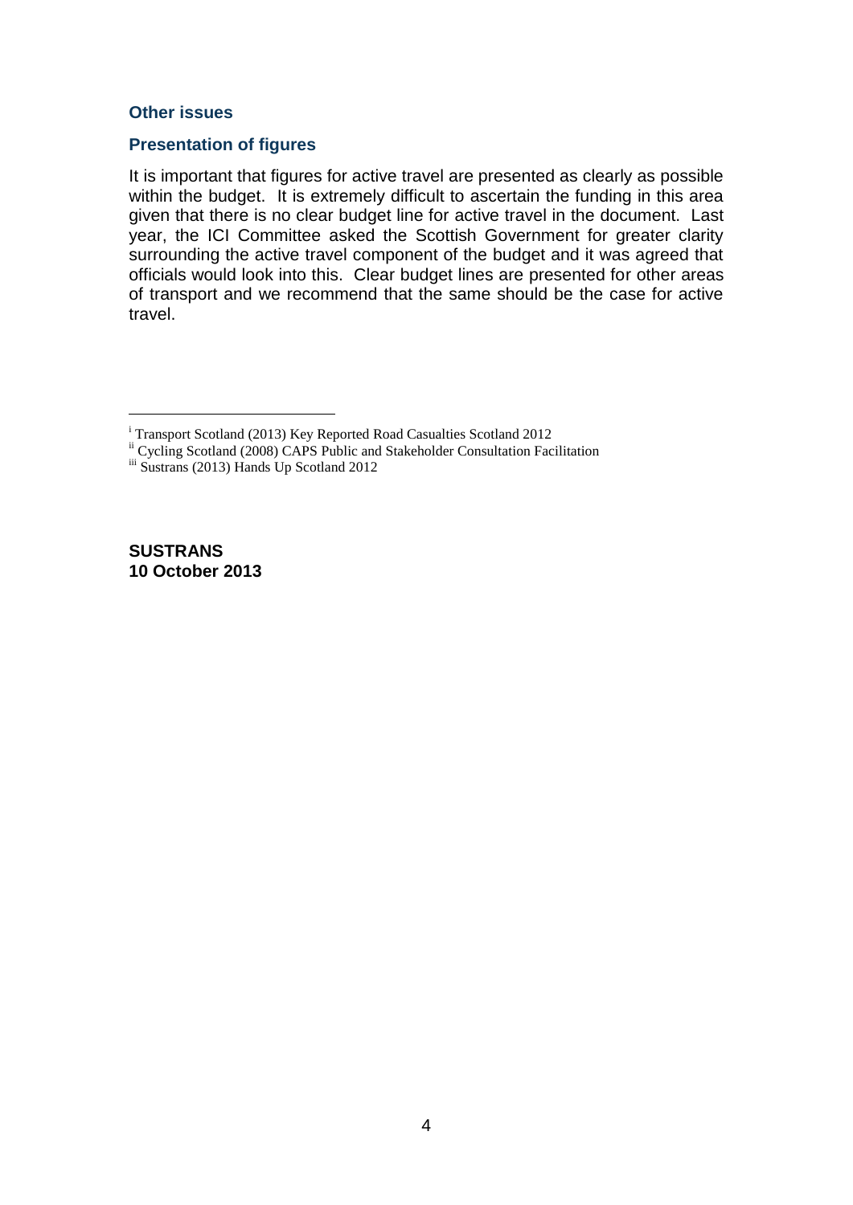### Other issues

### Presentation of figures

It is important that figures for active travel are presented as clearly as possible within the budget. It is extremely difficult to ascertain the funding in this area given that there is no clear budget line for active travel in the document. Last year, the ICI Committee asked the Scottish Government for greater clarity surrounding the active travel component of the budget and it was agreed that officials would look into this. Clear budget lines are presented for other areas of transport and we recommend that the same should be the case for active travel.

---

[i] Transport Scotland (2013) Key Reported Road Casualties Scotland 2012

[ii] Cycling Scotland (2008) CAPS Public and Stakeholder Consultation Facilitation

[iii] Sustrans (2013) Hands Up Scotland 2012

**SUSTRANS**
**10 October 2013**